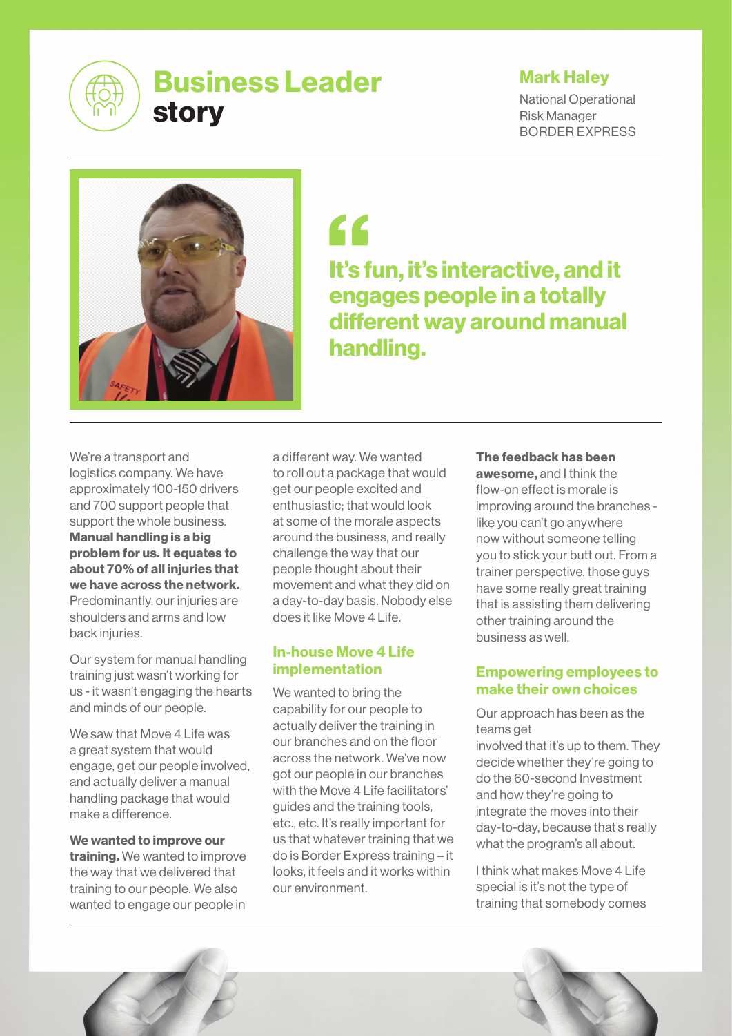# Business Leader story

**Mark Haley**

National Operational Risk Manager
BORDER EXPRESS

> **"It's fun, it's interactive, and it engages people in a totally different way around manual handling.**

We're a transport and logistics company. We have approximately 100-150 drivers and 700 support people that support the whole business. **Manual handling is a big problem for us. It equates to about 70% of all injuries that we have across the network.** Predominantly, our injuries are shoulders and arms and low back injuries.

Our system for manual handling training just wasn't working for us - it wasn't engaging the hearts and minds of our people.

We saw that Move 4 Life was a great system that would engage, get our people involved, and actually deliver a manual handling package that would make a difference.

**We wanted to improve our training.** We wanted to improve the way that we delivered that training to our people. We also wanted to engage our people in a different way. We wanted to roll out a package that would get our people excited and enthusiastic; that would look at some of the morale aspects around the business, and really challenge the way that our people thought about their movement and what they did on a day-to-day basis. Nobody else does it like Move 4 Life.

## In-house Move 4 Life implementation

We wanted to bring the capability for our people to actually deliver the training in our branches and on the floor across the network. We've now got our people in our branches with the Move 4 Life facilitators' guides and the training tools, etc., etc. It's really important for us that whatever training that we do is Border Express training – it looks, it feels and it works within our environment.

**The feedback has been awesome,** and I think the flow-on effect is morale is improving around the branches - like you can't go anywhere now without someone telling you to stick your butt out. From a trainer perspective, those guys have some really great training that is assisting them delivering other training around the business as well.

## Empowering employees to make their own choices

Our approach has been as the teams get involved that it's up to them. They decide whether they're going to do the 60-second Investment and how they're going to integrate the moves into their day-to-day, because that's really what the program's all about.

I think what makes Move 4 Life special is it's not the type of training that somebody comes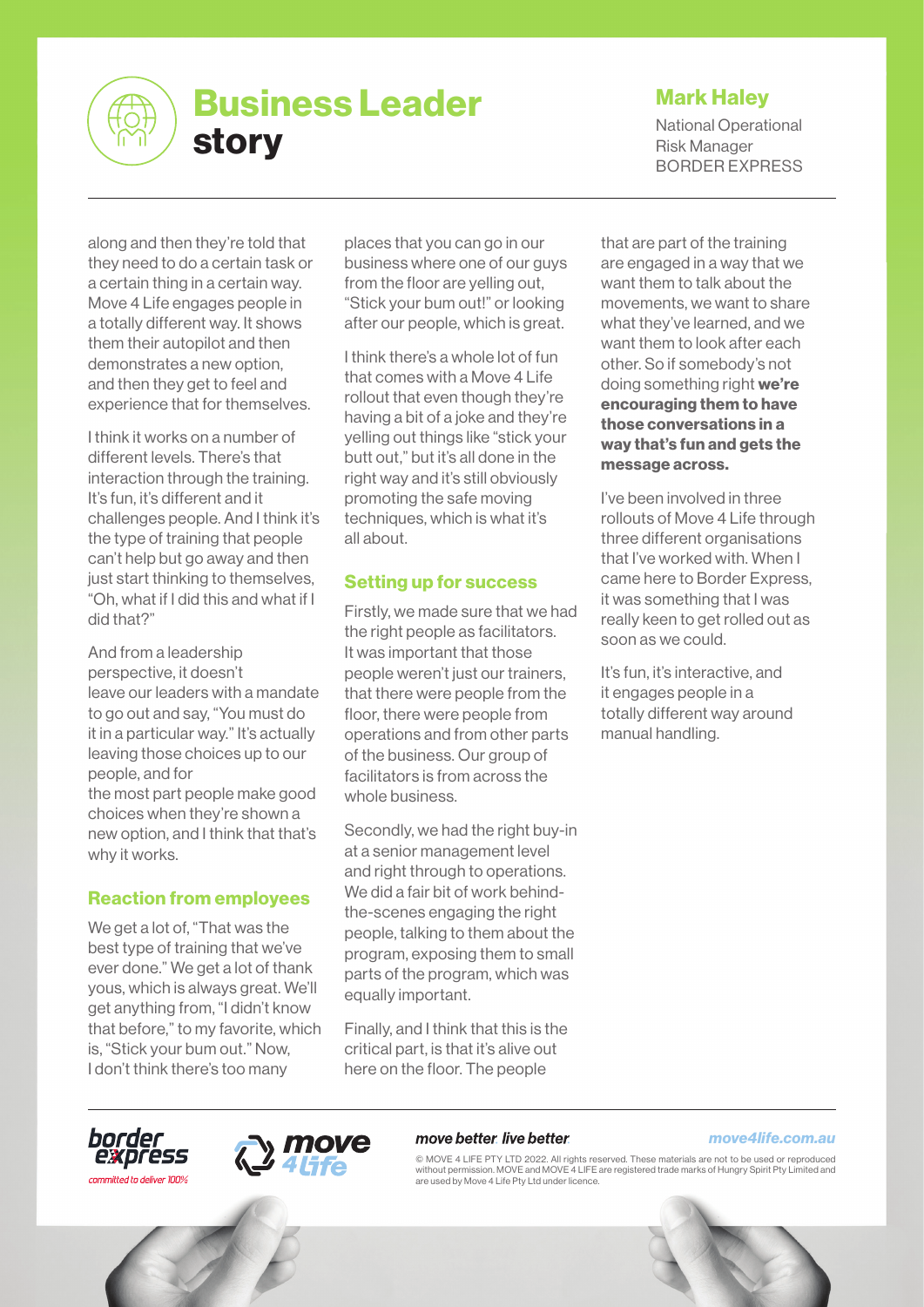# Business Leader story

## Mark Haley

National Operational Risk Manager
BORDER EXPRESS

along and then they're told that they need to do a certain task or a certain thing in a certain way. Move 4 Life engages people in a totally different way. It shows them their autopilot and then demonstrates a new option, and then they get to feel and experience that for themselves.

I think it works on a number of different levels. There's that interaction through the training. It's fun, it's different and it challenges people. And I think it's the type of training that people can't help but go away and then just start thinking to themselves, "Oh, what if I did this and what if I did that?"

And from a leadership perspective, it doesn't leave our leaders with a mandate to go out and say, "You must do it in a particular way." It's actually leaving those choices up to our people, and for the most part people make good choices when they're shown a new option, and I think that that's why it works.

### Reaction from employees

We get a lot of, "That was the best type of training that we've ever done." We get a lot of thank yous, which is always great. We'll get anything from, "I didn't know that before," to my favorite, which is, "Stick your bum out." Now, I don't think there's too many places that you can go in our business where one of our guys from the floor are yelling out, "Stick your bum out!" or looking after our people, which is great.

I think there's a whole lot of fun that comes with a Move 4 Life rollout that even though they're having a bit of a joke and they're yelling out things like "stick your butt out," but it's all done in the right way and it's still obviously promoting the safe moving techniques, which is what it's all about.

### Setting up for success

Firstly, we made sure that we had the right people as facilitators. It was important that those people weren't just our trainers, that there were people from the floor, there were people from operations and from other parts of the business. Our group of facilitators is from across the whole business.

Secondly, we had the right buy-in at a senior management level and right through to operations. We did a fair bit of work behind-the-scenes engaging the right people, talking to them about the program, exposing them to small parts of the program, which was equally important.

Finally, and I think that this is the critical part, is that it's alive out here on the floor. The people that are part of the training are engaged in a way that we want them to talk about the movements, we want to share what they've learned, and we want them to look after each other. So if somebody's not doing something right **we're encouraging them to have those conversations in a way that's fun and gets the message across.**

I've been involved in three rollouts of Move 4 Life through three different organisations that I've worked with. When I came here to Border Express, it was something that I was really keen to get rolled out as soon as we could.

It's fun, it's interactive, and it engages people in a totally different way around manual handling.

border express — committed to deliver 100%

move 4 life

*move better live better*

*move4life.com.au*

© MOVE 4 LIFE PTY LTD 2022. All rights reserved. These materials are not to be used or reproduced without permission. MOVE and MOVE 4 LIFE are registered trade marks of Hungry Spirit Pty Limited and are used by Move 4 Life Pty Ltd under licence.